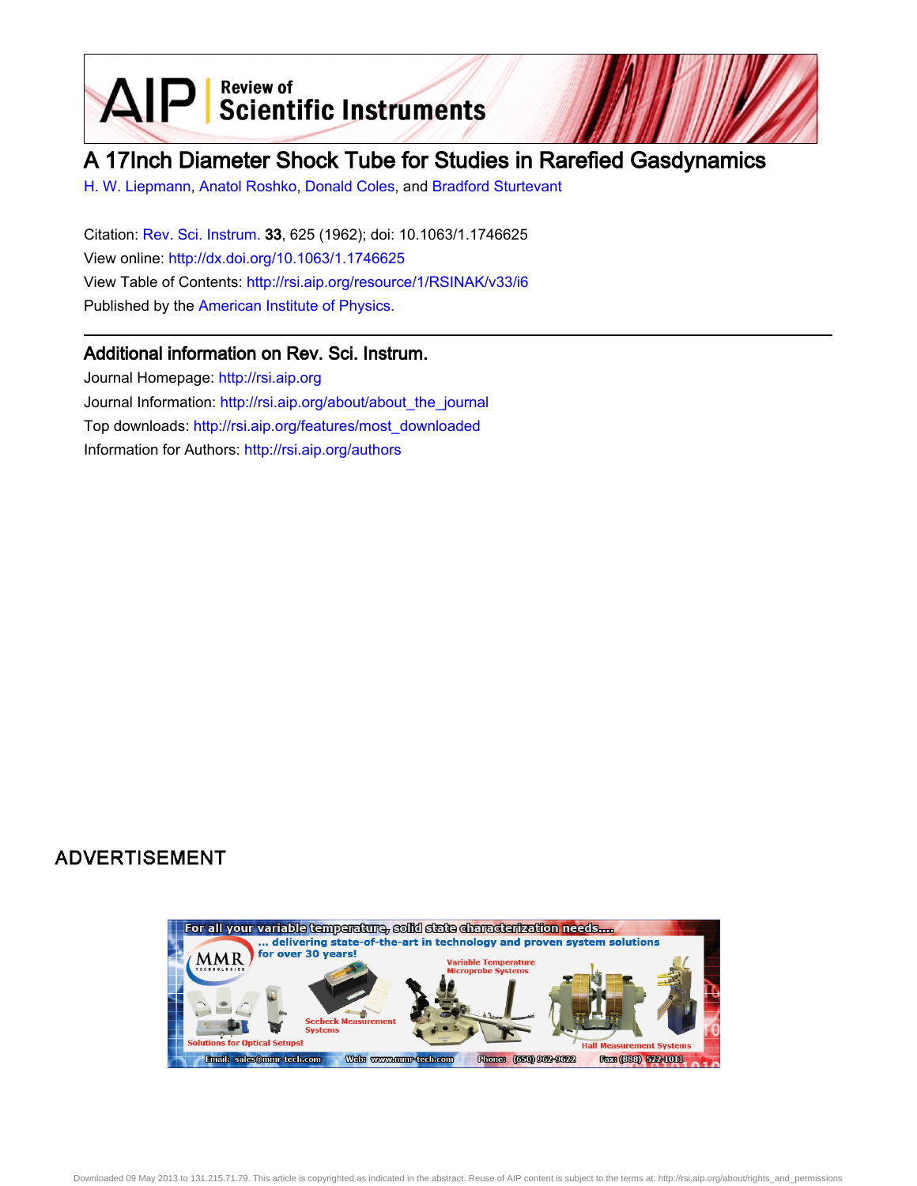# A 17Inch Diameter Shock Tube for Studies in Rarefied Gasdynamics

H. W. Liepmann, Anatol Roshko, Donald Coles, and Bradford Sturtevant

Citation: Rev. Sci. Instrum. **33**, 625 (1962); doi: 10.1063/1.1746625

View online: http://dx.doi.org/10.1063/1.1746625

View Table of Contents: http://rsi.aip.org/resource/1/RSINAK/v33/i6

Published by the American Institute of Physics.

## Additional information on Rev. Sci. Instrum.

Journal Homepage: http://rsi.aip.org

Journal Information: http://rsi.aip.org/about/about_the_journal

Top downloads: http://rsi.aip.org/features/most_downloaded

Information for Authors: http://rsi.aip.org/authors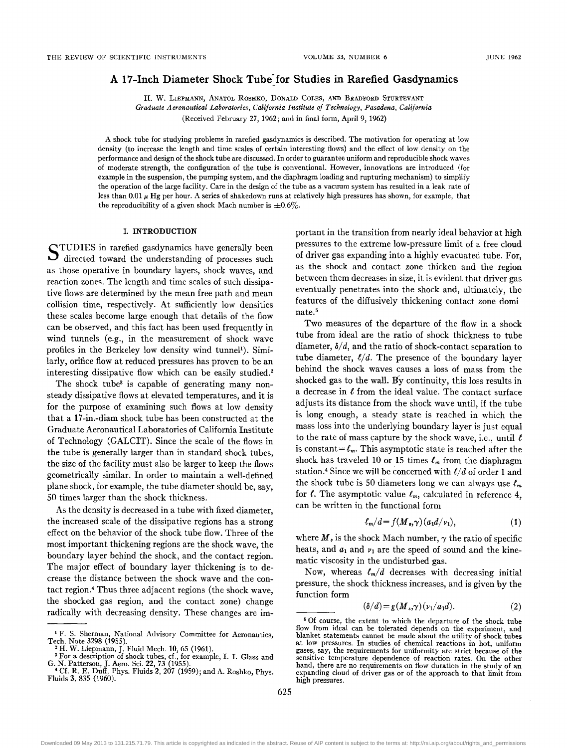THE REVIEW OF SCIENTIFIC INSTRUMENTS VOLUME 33, NUMBER 6 JUNE 1962

# A 17-Inch Diameter Shock Tube for Studies in Rarefied Gasdynamics

H. W. LIEPMANN, ANATOL ROSHKO, DONALD COLES, AND BRADFORD STURTEVANT

*Graduate Aeronautical Laboratories, California Institute of Technology, Pasadena, California*

(Received February 27, 1962; and in final form, April 9, 1962)

A shock tube for studying problems in rarefied gasdynamics is described. The motivation for operating at low density (to increase the length and time scales of certain interesting flows) and the effect of low density on the performance and design of the shock tube are discussed. In order to guarantee uniform and reproducible shock waves of moderate strength, the configuration of the tube is conventional. However, innovations are introduced (for example in the suspension, the pumping system, and the diaphragm loading and rupturing mechanism) to simplify the operation of the large facility. Care in the design of the tube as a vacuum system has resulted in a leak rate of less than 0.01 $\mu$ Hg per hour. A series of shakedown runs at relatively high pressures has shown, for example, that the reproducibility of a given shock Mach number is $\pm 0.6\%$.

## I. INTRODUCTION

STUDIES in rarefied gasdynamics have generally been directed toward the understanding of processes such as those operative in boundary layers, shock waves, and reaction zones. The length and time scales of such dissipative flows are determined by the mean free path and mean collision time, respectively. At sufficiently low densities these scales become large enough that details of the flow can be observed, and this fact has been used frequently in wind tunnels (e.g., in the measurement of shock wave profiles in the Berkeley low density wind tunnel[1]). Similarly, orifice flow at reduced pressures has proven to be an interesting dissipative flow which can be easily studied.[2]

The shock tube[3] is capable of generating many nonsteady dissipative flows at elevated temperatures, and it is for the purpose of examining such flows at low density that a 17-in.-diam shock tube has been constructed at the Graduate Aeronautical Laboratories of California Institute of Technology (GALCIT). Since the scale of the flows in the tube is generally larger than in standard shock tubes, the size of the facility must also be larger to keep the flows geometrically similar. In order to maintain a well-defined plane shock, for example, the tube diameter should be, say, 50 times larger than the shock thickness.

As the density is decreased in a tube with fixed diameter, the increased scale of the dissipative regions has a strong effect on the behavior of the shock tube flow. Three of the most important thickening regions are the shock wave, the boundary layer behind the shock, and the contact region. The major effect of boundary layer thickening is to decrease the distance between the shock wave and the contact region.[4] Thus three adjacent regions (the shock wave, the shocked gas region, and the contact zone) change radically with decreasing density. These changes are important in the transition from nearly ideal behavior at high pressures to the extreme low-pressure limit of a free cloud of driver gas expanding into a highly evacuated tube. For, as the shock and contact zone thicken and the region between them decreases in size, it is evident that driver gas eventually penetrates into the shock and, ultimately, the features of the diffusively thickening contact zone dominate.[5]

Two measures of the departure of the flow in a shock tube from ideal are the ratio of shock thickness to tube diameter, $\delta/d$, and the ratio of shock-contact separation to tube diameter, $\ell/d$. The presence of the boundary layer behind the shock waves causes a loss of mass from the shocked gas to the wall. By continuity, this loss results in a decrease in $\ell$ from the ideal value. The contact surface adjusts its distance from the shock wave until, if the tube is long enough, a steady state is reached in which the mass loss into the underlying boundary layer is just equal to the rate of mass capture by the shock wave, i.e., until $\ell$ is constant $=\ell_m$. This asymptotic state is reached after the shock has traveled 10 or 15 times $\ell_m$ from the diaphragm station.[4] Since we will be concerned with $\ell/d$ of order 1 and the shock tube is 50 diameters long we can always use $\ell_m$ for $\ell$. The asymptotic value $\ell_m$, calculated in reference 4, can be written in the functional form

$$\ell_m/d = f(M_s,\gamma)(a_1 d/\nu_1), \tag{1}$$

where $M_s$ is the shock Mach number, $\gamma$ the ratio of specific heats, and $a_1$ and $\nu_1$ are the speed of sound and the kinematic viscosity in the undisturbed gas.

Now, whereas $\ell_m/d$ decreases with decreasing initial pressure, the shock thickness increases, and is given by the function form

$$(\delta/d) = g(M_s,\gamma)(\nu_1/a_1 d). \tag{2}$$

[1] F. S. Sherman, National Advisory Committee for Aeronautics, Tech. Note 3298 (1955).

[2] H. W. Liepmann, J. Fluid Mech. 10, 65 (1961).

[3] For a description of shock tubes, cf., for example, I. I. Glass and G. N. Patterson, J. Aero. Sci. 22, 73 (1955).

[4] Cf. R. E. Duff, Phys. Fluids 2, 207 (1959); and A. Roshko, Phys. Fluids 3, 835 (1960).

[5] Of course, the extent to which the departure of the shock tube flow from ideal can be tolerated depends on the experiment, and blanket statements cannot be made about the utility of shock tubes at low pressures. In studies of chemical reactions in hot, uniform gases, say, the requirements for uniformity are strict because of the sensitive temperature dependence of reaction rates. On the other hand, there are no requirements on flow duration in the study of an expanding cloud of driver gas or of the approach to that limit from high pressures.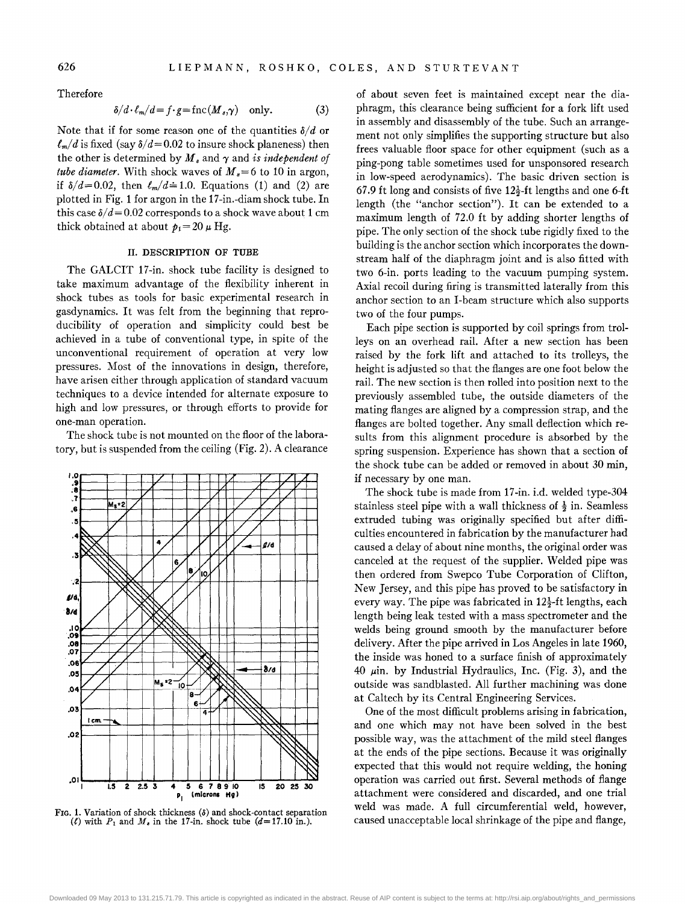Therefore

$$\delta/d \cdot \ell_m/d = f \cdot g = \text{fnc}(M_s, \gamma) \quad \text{only.} \tag{3}$$

Note that if for some reason one of the quantities $\delta/d$ or $\ell_m/d$ is fixed (say $\delta/d = 0.02$ to insure shock planeness) then the other is determined by $M_s$ and $\gamma$ and *is independent of tube diameter*. With shock waves of $M_s = 6$ to 10 in argon, if $\delta/d = 0.02$, then $\ell_m/d \doteq 1.0$. Equations (1) and (2) are plotted in Fig. 1 for argon in the 17-in.-diam shock tube. In this case $\delta/d = 0.02$ corresponds to a shock wave about 1 cm thick obtained at about $p_1 = 20\ \mu$ Hg.

FIG. 1. Variation of shock thickness ($\delta$) and shock-contact separation ($\ell$) with $P_1$ and $M_s$ in the 17-in. shock tube ($d = 17.10$ in.).

## II. DESCRIPTION OF TUBE

The GALCIT 17-in. shock tube facility is designed to take maximum advantage of the flexibility inherent in shock tubes as tools for basic experimental research in gasdynamics. It was felt from the beginning that reproducibility of operation and simplicity could best be achieved in a tube of conventional type, in spite of the unconventional requirement of operation at very low pressures. Most of the innovations in design, therefore, have arisen either through application of standard vacuum techniques to a device intended for alternate exposure to high and low pressures, or through efforts to provide for one-man operation.

The shock tube is not mounted on the floor of the laboratory, but is suspended from the ceiling (Fig. 2). A clearance of about seven feet is maintained except near the diaphragm, this clearance being sufficient for a fork lift used in assembly and disassembly of the tube. Such an arrangement not only simplifies the supporting structure but also frees valuable floor space for other equipment (such as a ping-pong table sometimes used for unsponsored research in low-speed aerodynamics). The basic driven section is 67.9 ft long and consists of five $12\frac{1}{2}$-ft lengths and one 6-ft length (the "anchor section"). It can be extended to a maximum length of 72.0 ft by adding shorter lengths of pipe. The only section of the shock tube rigidly fixed to the building is the anchor section which incorporates the downstream half of the diaphragm joint and is also fitted with two 6-in. ports leading to the vacuum pumping system. Axial recoil during firing is transmitted laterally from this anchor section to an I-beam structure which also supports two of the four pumps.

Each pipe section is supported by coil springs from trolleys on an overhead rail. After a new section has been raised by the fork lift and attached to its trolleys, the height is adjusted so that the flanges are one foot below the rail. The new section is then rolled into position next to the previously assembled tube, the outside diameters of the mating flanges are aligned by a compression strap, and the flanges are bolted together. Any small deflection which results from this alignment procedure is absorbed by the spring suspension. Experience has shown that a section of the shock tube can be added or removed in about 30 min, if necessary by one man.

The shock tube is made from 17-in. i.d. welded type-304 stainless steel pipe with a wall thickness of $\frac{1}{2}$ in. Seamless extruded tubing was originally specified but after difficulties encountered in fabrication by the manufacturer had caused a delay of about nine months, the original order was canceled at the request of the supplier. Welded pipe was then ordered from Swepco Tube Corporation of Clifton, New Jersey, and this pipe has proved to be satisfactory in every way. The pipe was fabricated in $12\frac{1}{2}$-ft lengths, each length being leak tested with a mass spectrometer and the welds being ground smooth by the manufacturer before delivery. After the pipe arrived in Los Angeles in late 1960, the inside was honed to a surface finish of approximately 40 $\mu$in. by Industrial Hydraulics, Inc. (Fig. 3), and the outside was sandblasted. All further machining was done at Caltech by its Central Engineering Services.

One of the most difficult problems arising in fabrication, and one which may not have been solved in the best possible way, was the attachment of the mild steel flanges at the ends of the pipe sections. Because it was originally expected that this would not require welding, the honing operation was carried out first. Several methods of flange attachment were considered and discarded, and one trial weld was made. A full circumferential weld, however, caused unacceptable local shrinkage of the pipe and flange,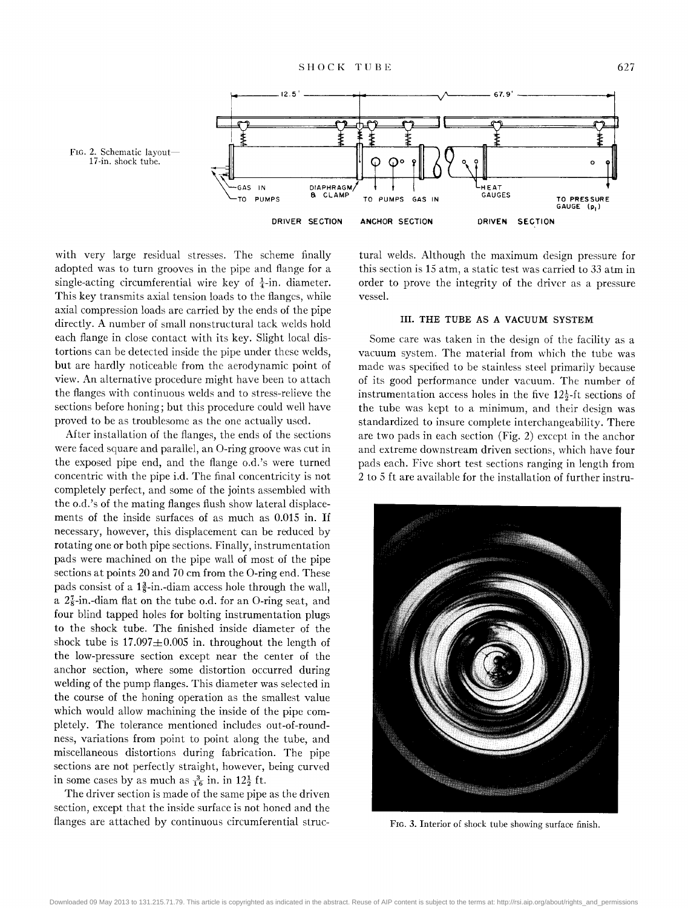FIG. 2. Schematic layout—17-in. shock tube.

FIG. 3. Interior of shock tube showing surface finish.

with very large residual stresses. The scheme finally adopted was to turn grooves in the pipe and flange for a single-acting circumferential wire key of $\frac{1}{4}$-in. diameter. This key transmits axial tension loads to the flanges, while axial compression loads are carried by the ends of the pipe directly. A number of small nonstructural tack welds hold each flange in close contact with its key. Slight local distortions can be detected inside the pipe under these welds, but are hardly noticeable from the aerodynamic point of view. An alternative procedure might have been to attach the flanges with continuous welds and to stress-relieve the sections before honing; but this procedure could well have proved to be as troublesome as the one actually used.

After installation of the flanges, the ends of the sections were faced square and parallel, an O-ring groove was cut in the exposed pipe end, and the flange o.d.'s were turned concentric with the pipe i.d. The final concentricity is not completely perfect, and some of the joints assembled with the o.d.'s of the mating flanges flush show lateral displacements of the inside surfaces of as much as 0.015 in. If necessary, however, this displacement can be reduced by rotating one or both pipe sections. Finally, instrumentation pads were machined on the pipe wall of most of the pipe sections at points 20 and 70 cm from the O-ring end. These pads consist of a $1\frac{3}{8}$-in.-diam access hole through the wall, a $2\frac{7}{8}$-in.-diam flat on the tube o.d. for an O-ring seat, and four blind tapped holes for bolting instrumentation plugs to the shock tube. The finished inside diameter of the shock tube is $17.097 \pm 0.005$ in. throughout the length of the low-pressure section except near the center of the anchor section, where some distortion occurred during welding of the pump flanges. This diameter was selected in the course of the honing operation as the smallest value which would allow machining the inside of the pipe completely. The tolerance mentioned includes out-of-roundness, variations from point to point along the tube, and miscellaneous distortions during fabrication. The pipe sections are not perfectly straight, however, being curved in some cases by as much as $\frac{3}{16}$ in. in $12\frac{1}{2}$ ft.

The driver section is made of the same pipe as the driven section, except that the inside surface is not honed and the flanges are attached by continuous circumferential structural welds. Although the maximum design pressure for this section is 15 atm, a static test was carried to 33 atm in order to prove the integrity of the driver as a pressure vessel.

## III. THE TUBE AS A VACUUM SYSTEM

Some care was taken in the design of the facility as a vacuum system. The material from which the tube was made was specified to be stainless steel primarily because of its good performance under vacuum. The number of instrumentation access holes in the five $12\frac{1}{2}$-ft sections of the tube was kept to a minimum, and their design was standardized to insure complete interchangeability. There are two pads in each section (Fig. 2) except in the anchor and extreme downstream driven sections, which have four pads each. Five short test sections ranging in length from 2 to 5 ft are available for the installation of further instru-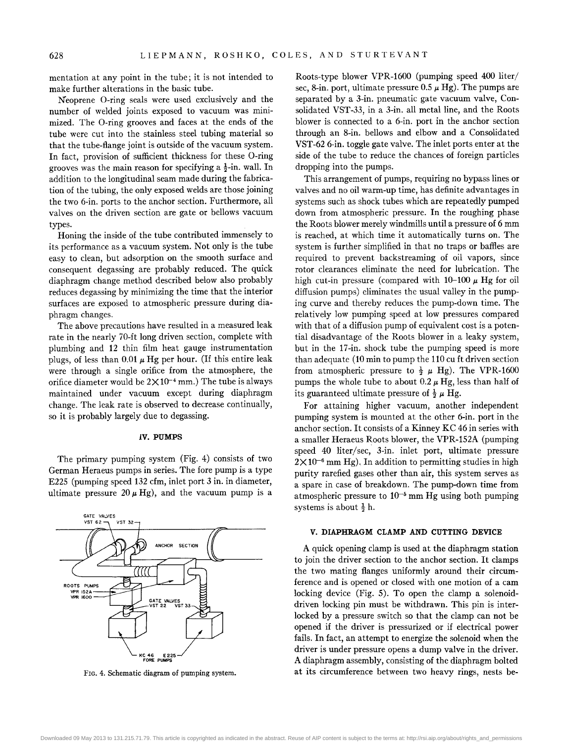mentation at any point in the tube; it is not intended to make further alterations in the basic tube.

Neoprene O-ring seals were used exclusively and the number of welded joints exposed to vacuum was minimized. The O-ring grooves and faces at the ends of the tube were cut into the stainless steel tubing material so that the tube-flange joint is outside of the vacuum system. In fact, provision of sufficient thickness for these O-ring grooves was the main reason for specifying a $\frac{1}{2}$-in. wall. In addition to the longitudinal seam made during the fabrication of the tubing, the only exposed welds are those joining the two 6-in. ports to the anchor section. Furthermore, all valves on the driven section are gate or bellows vacuum types.

Honing the inside of the tube contributed immensely to its performance as a vacuum system. Not only is the tube easy to clean, but adsorption on the smooth surface and consequent degassing are probably reduced. The quick diaphragm change method described below also probably reduces degassing by minimizing the time that the interior surfaces are exposed to atmospheric pressure during diaphragm changes.

The above precautions have resulted in a measured leak rate in the nearly 70-ft long driven section, complete with plumbing and 12 thin film heat gauge instrumentation plugs, of less than 0.01 $\mu$ Hg per hour. (If this entire leak were through a single orifice from the atmosphere, the orifice diameter would be $2\times10^{-4}$ mm.) The tube is always maintained under vacuum except during diaphragm change. The leak rate is observed to decrease continually, so it is probably largely due to degassing.

## IV. PUMPS

The primary pumping system (Fig. 4) consists of two German Heraeus pumps in series. The fore pump is a type E225 (pumping speed 132 cfm, inlet port 3 in. in diameter, ultimate pressure 20 $\mu$ Hg), and the vacuum pump is a Roots-type blower VPR-1600 (pumping speed 400 liter/sec, 8-in. port, ultimate pressure 0.5 $\mu$ Hg). The pumps are separated by a 3-in. pneumatic gate vacuum valve, Consolidated VST-33, in a 3-in. all metal line, and the Roots blower is connected to a 6-in. port in the anchor section through an 8-in. bellows and elbow and a Consolidated VST-62 6-in. toggle gate valve. The inlet ports enter at the side of the tube to reduce the chances of foreign particles dropping into the pumps.

FIG. 4. Schematic diagram of pumping system.

This arrangement of pumps, requiring no bypass lines or valves and no oil warm-up time, has definite advantages in systems such as shock tubes which are repeatedly pumped down from atmospheric pressure. In the roughing phase the Roots blower merely windmills until a pressure of 6 mm is reached, at which time it automatically turns on. The system is further simplified in that no traps or baffles are required to prevent backstreaming of oil vapors, since rotor clearances eliminate the need for lubrication. The high cut-in pressure (compared with 10–100 $\mu$ Hg for oil diffusion pumps) eliminates the usual valley in the pumping curve and thereby reduces the pump-down time. The relatively low pumping speed at low pressures compared with that of a diffusion pump of equivalent cost is a potential disadvantage of the Roots blower in a leaky system, but in the 17-in. shock tube the pumping speed is more than adequate (10 min to pump the 110 cu ft driven section from atmospheric pressure to $\frac{1}{2}$ $\mu$ Hg). The VPR-1600 pumps the whole tube to about 0.2 $\mu$ Hg, less than half of its guaranteed ultimate pressure of $\frac{1}{2}$ $\mu$ Hg.

For attaining higher vacuum, another independent pumping system is mounted at the other 6-in. port in the anchor section. It consists of a Kinney KC 46 in series with a smaller Heraeus Roots blower, the VPR-152A (pumping speed 40 liter/sec, 3-in. inlet port, ultimate pressure $2\times10^{-6}$ mm Hg). In addition to permitting studies in high purity rarefied gases other than air, this system serves as a spare in case of breakdown. The pump-down time from atmospheric pressure to $10^{-5}$ mm Hg using both pumping systems is about $\frac{1}{2}$ h.

## V. DIAPHRAGM CLAMP AND CUTTING DEVICE

A quick opening clamp is used at the diaphragm station to join the driver section to the anchor section. It clamps the two mating flanges uniformly around their circumference and is opened or closed with one motion of a cam locking device (Fig. 5). To open the clamp a solenoid-driven locking pin must be withdrawn. This pin is interlocked by a pressure switch so that the clamp can not be opened if the driver is pressurized or if electrical power fails. In fact, an attempt to energize the solenoid when the driver is under pressure opens a dump valve in the driver. A diaphragm assembly, consisting of the diaphragm bolted at its circumference between two heavy rings, nests be-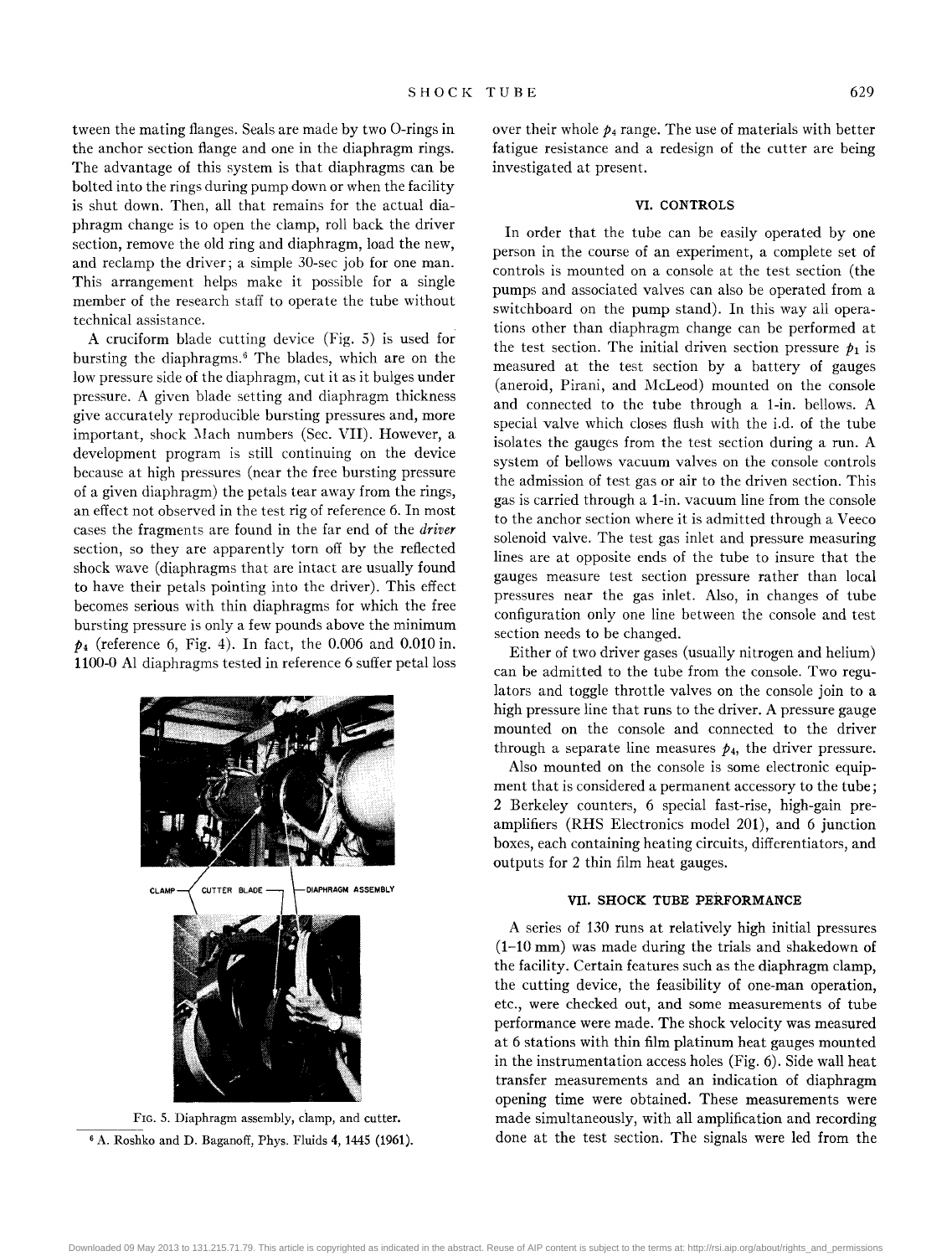tween the mating flanges. Seals are made by two O-rings in the anchor section flange and one in the diaphragm rings. The advantage of this system is that diaphragms can be bolted into the rings during pump down or when the facility is shut down. Then, all that remains for the actual diaphragm change is to open the clamp, roll back the driver section, remove the old ring and diaphragm, load the new, and reclamp the driver; a simple 30-sec job for one man. This arrangement helps make it possible for a single member of the research staff to operate the tube without technical assistance.

A cruciform blade cutting device (Fig. 5) is used for bursting the diaphragms.[6] The blades, which are on the low pressure side of the diaphragm, cut it as it bulges under pressure. A given blade setting and diaphragm thickness give accurately reproducible bursting pressures and, more important, shock Mach numbers (Sec. VII). However, a development program is still continuing on the device because at high pressures (near the free bursting pressure of a given diaphragm) the petals tear away from the rings, an effect not observed in the test rig of reference 6. In most cases the fragments are found in the far end of the *driver* section, so they are apparently torn off by the reflected shock wave (diaphragms that are intact are usually found to have their petals pointing into the driver). This effect becomes serious with thin diaphragms for which the free bursting pressure is only a few pounds above the minimum $p_4$ (reference 6, Fig. 4). In fact, the 0.006 and 0.010 in. 1100-0 Al diaphragms tested in reference 6 suffer petal loss over their whole $p_4$ range. The use of materials with better fatigue resistance and a redesign of the cutter are being investigated at present.

CLAMP — CUTTER BLADE — DIAPHRAGM ASSEMBLY

FIG. 5. Diaphragm assembly, clamp, and cutter.

[6] A. Roshko and D. Baganoff, Phys. Fluids 4, 1445 (1961).

## VI. CONTROLS

In order that the tube can be easily operated by one person in the course of an experiment, a complete set of controls is mounted on a console at the test section (the pumps and associated valves can also be operated from a switchboard on the pump stand). In this way all operations other than diaphragm change can be performed at the test section. The initial driven section pressure $p_1$ is measured at the test section by a battery of gauges (aneroid, Pirani, and McLeod) mounted on the console and connected to the tube through a 1-in. bellows. A special valve which closes flush with the i.d. of the tube isolates the gauges from the test section during a run. A system of bellows vacuum valves on the console controls the admission of test gas or air to the driven section. This gas is carried through a 1-in. vacuum line from the console to the anchor section where it is admitted through a Veeco solenoid valve. The test gas inlet and pressure measuring lines are at opposite ends of the tube to insure that the gauges measure test section pressure rather than local pressures near the gas inlet. Also, in changes of tube configuration only one line between the console and test section needs to be changed.

Either of two driver gases (usually nitrogen and helium) can be admitted to the tube from the console. Two regulators and toggle throttle valves on the console join to a high pressure line that runs to the driver. A pressure gauge mounted on the console and connected to the driver through a separate line measures $p_4$, the driver pressure.

Also mounted on the console is some electronic equipment that is considered a permanent accessory to the tube; 2 Berkeley counters, 6 special fast-rise, high-gain preamplifiers (RHS Electronics model 201), and 6 junction boxes, each containing heating circuits, differentiators, and outputs for 2 thin film heat gauges.

## VII. SHOCK TUBE PERFORMANCE

A series of 130 runs at relatively high initial pressures (1–10 mm) was made during the trials and shakedown of the facility. Certain features such as the diaphragm clamp, the cutting device, the feasibility of one-man operation, etc., were checked out, and some measurements of tube performance were made. The shock velocity was measured at 6 stations with thin film platinum heat gauges mounted in the instrumentation access holes (Fig. 6). Side wall heat transfer measurements and an indication of diaphragm opening time were obtained. These measurements were made simultaneously, with all amplification and recording done at the test section. The signals were led from the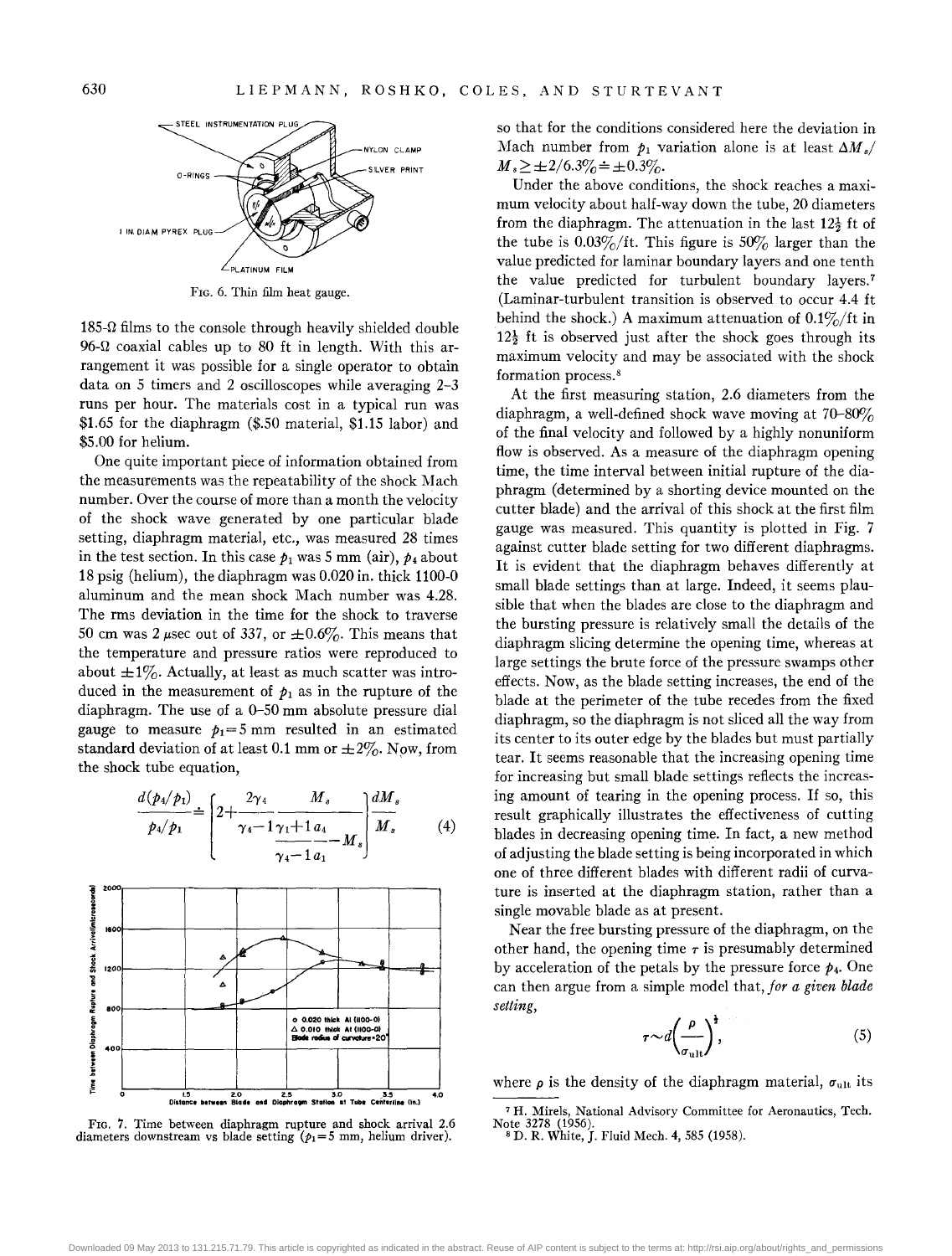FIG. 6. Thin film heat gauge.

185-Ω films to the console through heavily shielded double 96-Ω coaxial cables up to 80 ft in length. With this arrangement it was possible for a single operator to obtain data on 5 timers and 2 oscilloscopes while averaging 2–3 runs per hour. The materials cost in a typical run was \$1.65 for the diaphragm (\$.50 material, \$1.15 labor) and \$5.00 for helium.

One quite important piece of information obtained from the measurements was the repeatability of the shock Mach number. Over the course of more than a month the velocity of the shock wave generated by one particular blade setting, diaphragm material, etc., was measured 28 times in the test section. In this case $p_1$ was 5 mm (air), $p_4$ about 18 psig (helium), the diaphragm was 0.020 in. thick 1100-0 aluminum and the mean shock Mach number was 4.28. The rms deviation in the time for the shock to traverse 50 cm was 2 μsec out of 337, or ±0.6%. This means that the temperature and pressure ratios were reproduced to about ±1%. Actually, at least as much scatter was introduced in the measurement of $p_1$ as in the rupture of the diaphragm. The use of a 0–50 mm absolute pressure dial gauge to measure $p_1 = 5$ mm resulted in an estimated standard deviation of at least 0.1 mm or ±2%. Now, from the shock tube equation,

$$\frac{d(p_4/p_1)}{p_4/p_1} \doteq \left[2+\frac{2\gamma_4}{\gamma_4-1}\frac{M_s}{\dfrac{\gamma_1+1}{\gamma_4-1}\dfrac{a_4}{a_1}-M_s}\right]\frac{dM_s}{M_s} \tag{4}$$

FIG. 7. Time between diaphragm rupture and shock arrival 2.6 diameters downstream vs blade setting ($p_1 = 5$ mm, helium driver).

so that for the conditions considered here the deviation in Mach number from $p_1$ variation alone is at least $\Delta M_s/M_s \geq \pm 2/6.3\% \doteq \pm 0.3\%$.

Under the above conditions, the shock reaches a maximum velocity about half-way down the tube, 20 diameters from the diaphragm. The attenuation in the last $12\frac{1}{2}$ ft of the tube is 0.03%/ft. This figure is 50% larger than the value predicted for laminar boundary layers and one tenth the value predicted for turbulent boundary layers.[7] (Laminar-turbulent transition is observed to occur 4.4 ft behind the shock.) A maximum attenuation of 0.1%/ft in $12\frac{1}{2}$ ft is observed just after the shock goes through its maximum velocity and may be associated with the shock formation process.[8]

At the first measuring station, 2.6 diameters from the diaphragm, a well-defined shock wave moving at 70–80% of the final velocity and followed by a highly nonuniform flow is observed. As a measure of the diaphragm opening time, the time interval between initial rupture of the diaphragm (determined by a shorting device mounted on the cutter blade) and the arrival of this shock at the first film gauge was measured. This quantity is plotted in Fig. 7 against cutter blade setting for two different diaphragms. It is evident that the diaphragm behaves differently at small blade settings than at large. Indeed, it seems plausible that when the blades are close to the diaphragm and the bursting pressure is relatively small the details of the diaphragm slicing determine the opening time, whereas at large settings the brute force of the pressure swamps other effects. Now, as the blade setting increases, the end of the blade at the perimeter of the tube recedes from the fixed diaphragm, so the diaphragm is not sliced all the way from its center to its outer edge by the blades but must partially tear. It seems reasonable that the increasing opening time for increasing but small blade settings reflects the increasing amount of tearing in the opening process. If so, this result graphically illustrates the effectiveness of cutting blades in decreasing opening time. In fact, a new method of adjusting the blade setting is being incorporated in which one of three different blades with different radii of curvature is inserted at the diaphragm station, rather than a single movable blade as at present.

Near the free bursting pressure of the diaphragm, on the other hand, the opening time $\tau$ is presumably determined by acceleration of the petals by the pressure force $p_4$. One can then argue from a simple model that, *for a given blade setting*,

$$\tau \sim d\left(\frac{\rho}{\sigma_{\text{ult}}}\right)^{\frac{1}{2}}, \tag{5}$$

where $\rho$ is the density of the diaphragm material, $\sigma_{\text{ult}}$ its

[7] H. Mirels, National Advisory Committee for Aeronautics, Tech. Note 3278 (1956).

[8] D. R. White, J. Fluid Mech. 4, 585 (1958).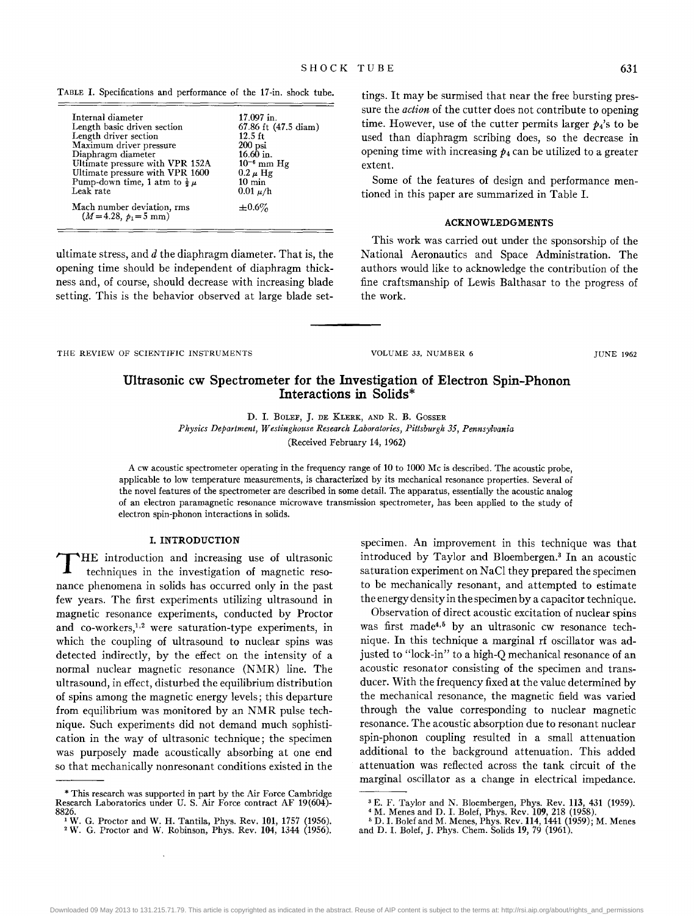TABLE I. Specifications and performance of the 17-in. shock tube.

| | |
|---|---|
| Internal diameter | 17.097 in. |
| Length basic driven section | 67.86 ft (47.5 diam) |
| Length driver section | 12.5 ft |
| Maximum driver pressure | 200 psi |
| Diaphragm diameter | 16.60 in. |
| Ultimate pressure with VPR 152A | $10^{-6}$ mm Hg |
| Ultimate pressure with VPR 1600 | 0.2 $\mu$ Hg |
| Pump-down time, 1 atm to $\frac{1}{2}\mu$ | 10 min |
| Leak rate | 0.01 $\mu$/h |
| Mach number deviation, rms ($M=4.28$, $p_1=5$ mm) | $\pm 0.6\%$ |

ultimate stress, and $d$ the diaphragm diameter. That is, the opening time should be independent of diaphragm thickness and, of course, should decrease with increasing blade setting. This is the behavior observed at large blade settings. It may be surmised that near the free bursting pressure the *action* of the cutter does not contribute to opening time. However, use of the cutter permits larger $p_4$'s to be used than diaphragm scribing does, so the decrease in opening time with increasing $p_4$ can be utilized to a greater extent.

Some of the features of design and performance mentioned in this paper are summarized in Table I.

## ACKNOWLEDGMENTS

This work was carried out under the sponsorship of the National Aeronautics and Space Administration. The authors would like to acknowledge the contribution of the fine craftsmanship of Lewis Balthasar to the progress of the work.

THE REVIEW OF SCIENTIFIC INSTRUMENTS VOLUME 33, NUMBER 6 JUNE 1962

# Ultrasonic cw Spectrometer for the Investigation of Electron Spin-Phonon Interactions in Solids*

D. I. BOLEF, J. DE KLERK, AND R. B. GOSSER

*Physics Department, Westinghouse Research Laboratories, Pittsburgh 35, Pennsylvania*

(Received February 14, 1962)

A cw acoustic spectrometer operating in the frequency range of 10 to 1000 Mc is described. The acoustic probe, applicable to low temperature measurements, is characterized by its mechanical resonance properties. Several of the novel features of the spectrometer are described in some detail. The apparatus, essentially the acoustic analog of an electron paramagnetic resonance microwave transmission spectrometer, has been applied to the study of electron spin-phonon interactions in solids.

## I. INTRODUCTION

THE introduction and increasing use of ultrasonic techniques in the investigation of magnetic resonance phenomena in solids has occurred only in the past few years. The first experiments utilizing ultrasound in magnetic resonance experiments, conducted by Proctor and co-workers,[1,2] were saturation-type experiments, in which the coupling of ultrasound to nuclear spins was detected indirectly, by the effect on the intensity of a normal nuclear magnetic resonance (NMR) line. The ultrasound, in effect, disturbed the equilibrium distribution of spins among the magnetic energy levels; this departure from equilibrium was monitored by an NMR pulse technique. Such experiments did not demand much sophistication in the way of ultrasonic technique; the specimen was purposely made acoustically absorbing at one end so that mechanically nonresonant conditions existed in the specimen. An improvement in this technique was that introduced by Taylor and Bloembergen.[3] In an acoustic saturation experiment on NaCl they prepared the specimen to be mechanically resonant, and attempted to estimate the energy density in the specimen by a capacitor technique.

Observation of direct acoustic excitation of nuclear spins was first made[4,5] by an ultrasonic cw resonance technique. In this technique a marginal rf oscillator was adjusted to "lock-in" to a high-Q mechanical resonance of an acoustic resonator consisting of the specimen and transducer. With the frequency fixed at the value determined by the mechanical resonance, the magnetic field was varied through the value corresponding to nuclear magnetic resonance. The acoustic absorption due to resonant nuclear spin-phonon coupling resulted in a small attenuation additional to the background attenuation. This added attenuation was reflected across the tank circuit of the marginal oscillator as a change in electrical impedance.

* This research was supported in part by the Air Force Cambridge Research Laboratories under U. S. Air Force contract AF 19(604)-8826.

[1] W. G. Proctor and W. H. Tantila, Phys. Rev. 101, 1757 (1956).

[2] W. G. Proctor and W. Robinson, Phys. Rev. 104, 1344 (1956).

[3] E. F. Taylor and N. Bloembergen, Phys. Rev. 113, 431 (1959).

[4] M. Menes and D. I. Bolef, Phys. Rev. 109, 218 (1958).

[5] D. I. Bolef and M. Menes, Phys. Rev. 114, 1441 (1959); M. Menes and D. I. Bolef, J. Phys. Chem. Solids 19, 79 (1961).